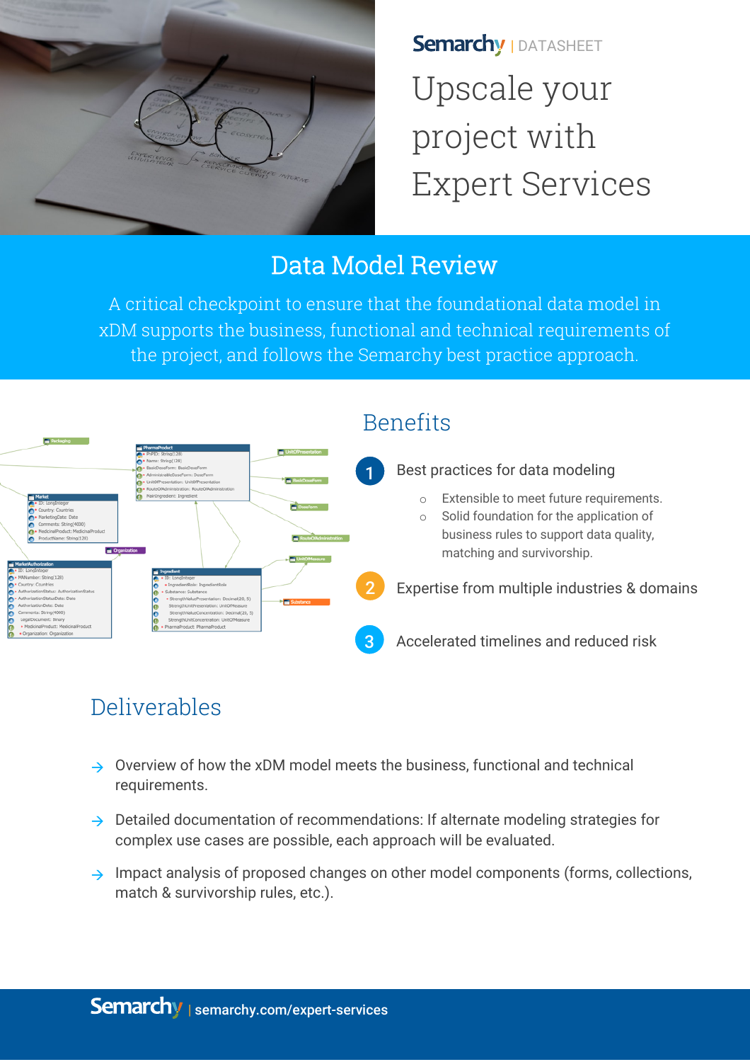Semarchy | DATASHEET

# Upscale your project with Expert Services

## Data Model Review

A critical checkpoint to ensure that the foundational data model in xDM supports the business, functional and technical requirements of the project, and follows the Semarchy best practice approach.

## Benefits

1. Best practices for data modeling
   - Extensible to meet future requirements.
   - Solid foundation for the application of business rules to support data quality, matching and survivorship.
2. Expertise from multiple industries & domains
3. Accelerated timelines and reduced risk

## Deliverables

- Overview of how the xDM model meets the business, functional and technical requirements.
- Detailed documentation of recommendations: If alternate modeling strategies for complex use cases are possible, each approach will be evaluated.
- Impact analysis of proposed changes on other model components (forms, collections, match & survivorship rules, etc.).

Semarchy | semarchy.com/expert-services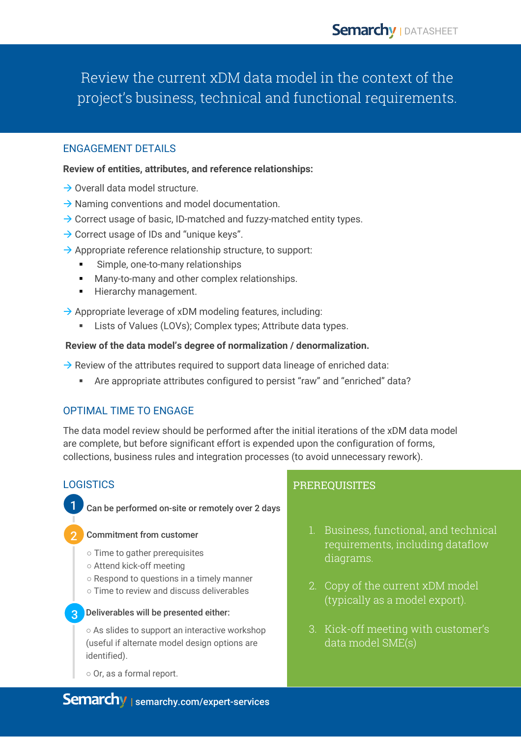Review the current xDM data model in the context of the project's business, technical and functional requirements.

## ENGAGEMENT DETAILS

**Review of entities, attributes, and reference relationships:**

- Overall data model structure.
- Naming conventions and model documentation.
- Correct usage of basic, ID-matched and fuzzy-matched entity types.
- Correct usage of IDs and "unique keys".
- Appropriate reference relationship structure, to support:
  - Simple, one-to-many relationships
  - Many-to-many and other complex relationships.
  - Hierarchy management.
- Appropriate leverage of xDM modeling features, including:
  - Lists of Values (LOVs); Complex types; Attribute data types.

**Review of the data model's degree of normalization / denormalization.**

- Review of the attributes required to support data lineage of enriched data:
  - Are appropriate attributes configured to persist "raw" and "enriched" data?

## OPTIMAL TIME TO ENGAGE

The data model review should be performed after the initial iterations of the xDM data model are complete, but before significant effort is expended upon the configuration of forms, collections, business rules and integration processes (to avoid unnecessary rework).

## LOGISTICS

1. **Can be performed on-site or remotely over 2 days**
2. **Commitment from customer**
   - Time to gather prerequisites
   - Attend kick-off meeting
   - Respond to questions in a timely manner
   - Time to review and discuss deliverables
3. **Deliverables will be presented either:**
   - As slides to support an interactive workshop (useful if alternate model design options are identified).
   - Or, as a formal report.

## PREREQUISITES

1. Business, functional, and technical requirements, including dataflow diagrams.
2. Copy of the current xDM model (typically as a model export).
3. Kick-off meeting with customer's data model SME(s)

Semarchy | semarchy.com/expert-services